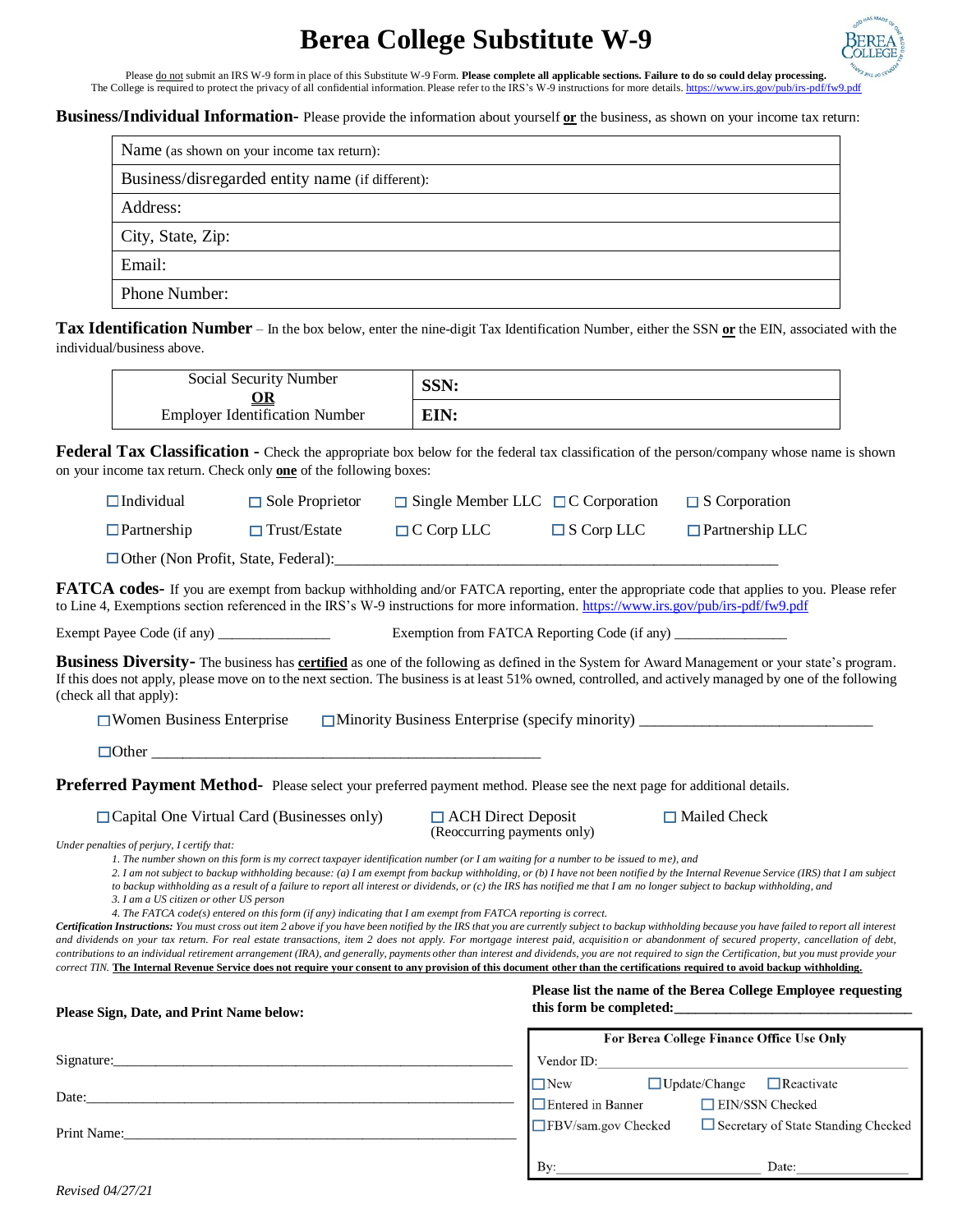# Berea College Substitute W-9

Please do not submit an IRS W-9 form in place of this Substitute W-9 Form. **Please complete all applicable sections. Failure to do so could delay processing.**
The College is required to protect the privacy of all confidential information. Please refer to the IRS's W-9 instructions for more details. https://www.irs.gov/pub/irs-pdf/fw9.pdf

**Business/Individual Information-** Please provide the information about yourself **or** the business, as shown on your income tax return:

| Name (as shown on your income tax return): |
|---|
| Business/disregarded entity name (if different): |
| Address: |
| City, State, Zip: |
| Email: |
| Phone Number: |

**Tax Identification Number** – In the box below, enter the nine-digit Tax Identification Number, either the SSN **or** the EIN, associated with the individual/business above.

| Social Security Number **OR** Employer Identification Number | **SSN:** |
|---|---|
| | **EIN:** |

**Federal Tax Classification -** Check the appropriate box below for the federal tax classification of the person/company whose name is shown on your income tax return. Check only **one** of the following boxes:

☐ Individual ☐ Sole Proprietor ☐ Single Member LLC ☐ C Corporation ☐ S Corporation

☐ Partnership ☐ Trust/Estate ☐ C Corp LLC ☐ S Corp LLC ☐ Partnership LLC

☐ Other (Non Profit, State, Federal):_______________________________________________

**FATCA codes-** If you are exempt from backup withholding and/or FATCA reporting, enter the appropriate code that applies to you. Please refer to Line 4, Exemptions section referenced in the IRS's W-9 instructions for more information. https://www.irs.gov/pub/irs-pdf/fw9.pdf

Exempt Payee Code (if any) _______________ Exemption from FATCA Reporting Code (if any) _______________

**Business Diversity-** The business has **certified** as one of the following as defined in the System for Award Management or your state's program. If this does not apply, please move on to the next section. The business is at least 51% owned, controlled, and actively managed by one of the following (check all that apply):

☐ Women Business Enterprise ☐ Minority Business Enterprise (specify minority) ______________________________

☐ Other __________________________________________________

**Preferred Payment Method-** Please select your preferred payment method. Please see the next page for additional details.

☐ Capital One Virtual Card (Businesses only) ☐ ACH Direct Deposit (Reoccurring payments only) ☐ Mailed Check

*Under penalties of perjury, I certify that:*

1. *The number shown on this form is my correct taxpayer identification number (or I am waiting for a number to be issued to me), and*
2. *I am not subject to backup withholding because: (a) I am exempt from backup withholding, or (b) I have not been notified by the Internal Revenue Service (IRS) that I am subject to backup withholding as a result of a failure to report all interest or dividends, or (c) the IRS has notified me that I am no longer subject to backup withholding, and*
3. *I am a US citizen or other US person*
4. *The FATCA code(s) entered on this form (if any) indicating that I am exempt from FATCA reporting is correct.*

***Certification Instructions:*** *You must cross out item 2 above if you have been notified by the IRS that you are currently subject to backup withholding because you have failed to report all interest and dividends on your tax return. For real estate transactions, item 2 does not apply. For mortgage interest paid, acquisition or abandonment of secured property, cancellation of debt, contributions to an individual retirement arrangement (IRA), and generally, payments other than interest and dividends, you are not required to sign the Certification, but you must provide your correct TIN.* ***The Internal Revenue Service does not require your consent to any provision of this document other than the certifications required to avoid backup withholding.***

**Please Sign, Date, and Print Name below:**

Signature:_______________________________________________

Date:_______________________________________________

Print Name:_______________________________________________

**Please list the name of the Berea College Employee requesting this form be completed:**________________________________

**For Berea College Finance Office Use Only**

Vendor ID:_______________________________

☐ New ☐ Update/Change ☐ Reactivate

☐ Entered in Banner ☐ EIN/SSN Checked

☐ FBV/sam.gov Checked ☐ Secretary of State Standing Checked

By:_________________________ Date:_______________

*Revised 04/27/21*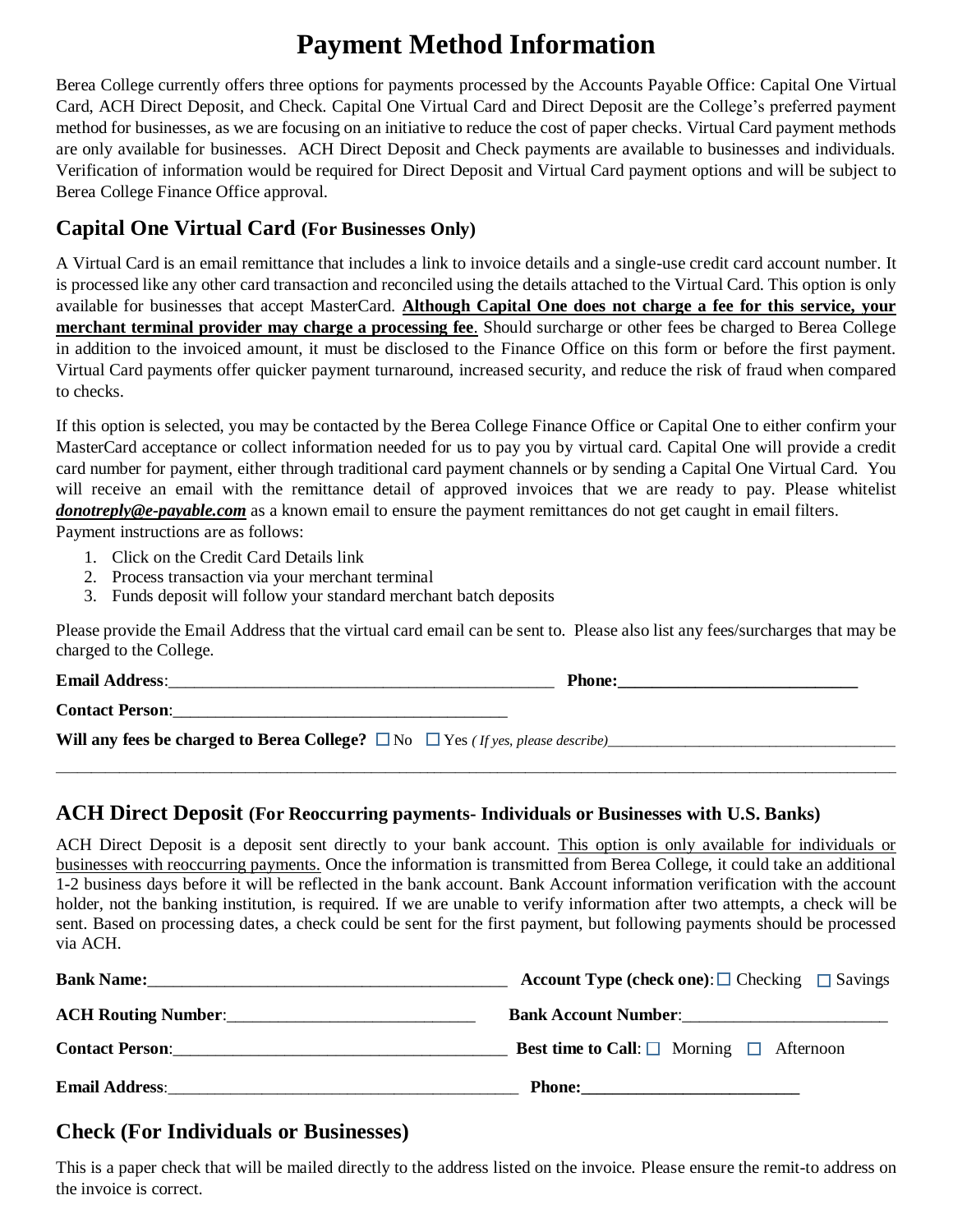# Payment Method Information

Berea College currently offers three options for payments processed by the Accounts Payable Office: Capital One Virtual Card, ACH Direct Deposit, and Check. Capital One Virtual Card and Direct Deposit are the College's preferred payment method for businesses, as we are focusing on an initiative to reduce the cost of paper checks. Virtual Card payment methods are only available for businesses. ACH Direct Deposit and Check payments are available to businesses and individuals. Verification of information would be required for Direct Deposit and Virtual Card payment options and will be subject to Berea College Finance Office approval.

## Capital One Virtual Card (For Businesses Only)

A Virtual Card is an email remittance that includes a link to invoice details and a single-use credit card account number. It is processed like any other card transaction and reconciled using the details attached to the Virtual Card. This option is only available for businesses that accept MasterCard. **Although Capital One does not charge a fee for this service, your merchant terminal provider may charge a processing fee**. Should surcharge or other fees be charged to Berea College in addition to the invoiced amount, it must be disclosed to the Finance Office on this form or before the first payment. Virtual Card payments offer quicker payment turnaround, increased security, and reduce the risk of fraud when compared to checks.

If this option is selected, you may be contacted by the Berea College Finance Office or Capital One to either confirm your MasterCard acceptance or collect information needed for us to pay you by virtual card. Capital One will provide a credit card number for payment, either through traditional card payment channels or by sending a Capital One Virtual Card. You will receive an email with the remittance detail of approved invoices that we are ready to pay. Please whitelist ***donotreply@e-payable.com*** as a known email to ensure the payment remittances do not get caught in email filters.
Payment instructions are as follows:

1. Click on the Credit Card Details link
2. Process transaction via your merchant terminal
3. Funds deposit will follow your standard merchant batch deposits

Please provide the Email Address that the virtual card email can be sent to. Please also list any fees/surcharges that may be charged to the College.

**Email Address**:______________________________________________ **Phone:**____________________________

**Contact Person**:________________________________________

**Will any fees be charged to Berea College?** ☐ No ☐ Yes *( If yes, please describe)*____________________________________

________________________________________________________________________________________________

## ACH Direct Deposit (For Reoccurring payments- Individuals or Businesses with U.S. Banks)

ACH Direct Deposit is a deposit sent directly to your bank account. This option is only available for individuals or businesses with reoccurring payments. Once the information is transmitted from Berea College, it could take an additional 1-2 business days before it will be reflected in the bank account. Bank Account information verification with the account holder, not the banking institution, is required. If we are unable to verify information after two attempts, a check will be sent. Based on processing dates, a check could be sent for the first payment, but following payments should be processed via ACH.

**Bank Name:**__________________________________________ **Account Type (check one)**: ☐ Checking ☐ Savings

**ACH Routing Number**:_____________________________ **Bank Account Number**:________________________

**Contact Person**:________________________________________ **Best time to Call**: ☐ Morning ☐ Afternoon

**Email Address**:__________________________________________ **Phone:**__________________________

## Check (For Individuals or Businesses)

This is a paper check that will be mailed directly to the address listed on the invoice. Please ensure the remit-to address on the invoice is correct.